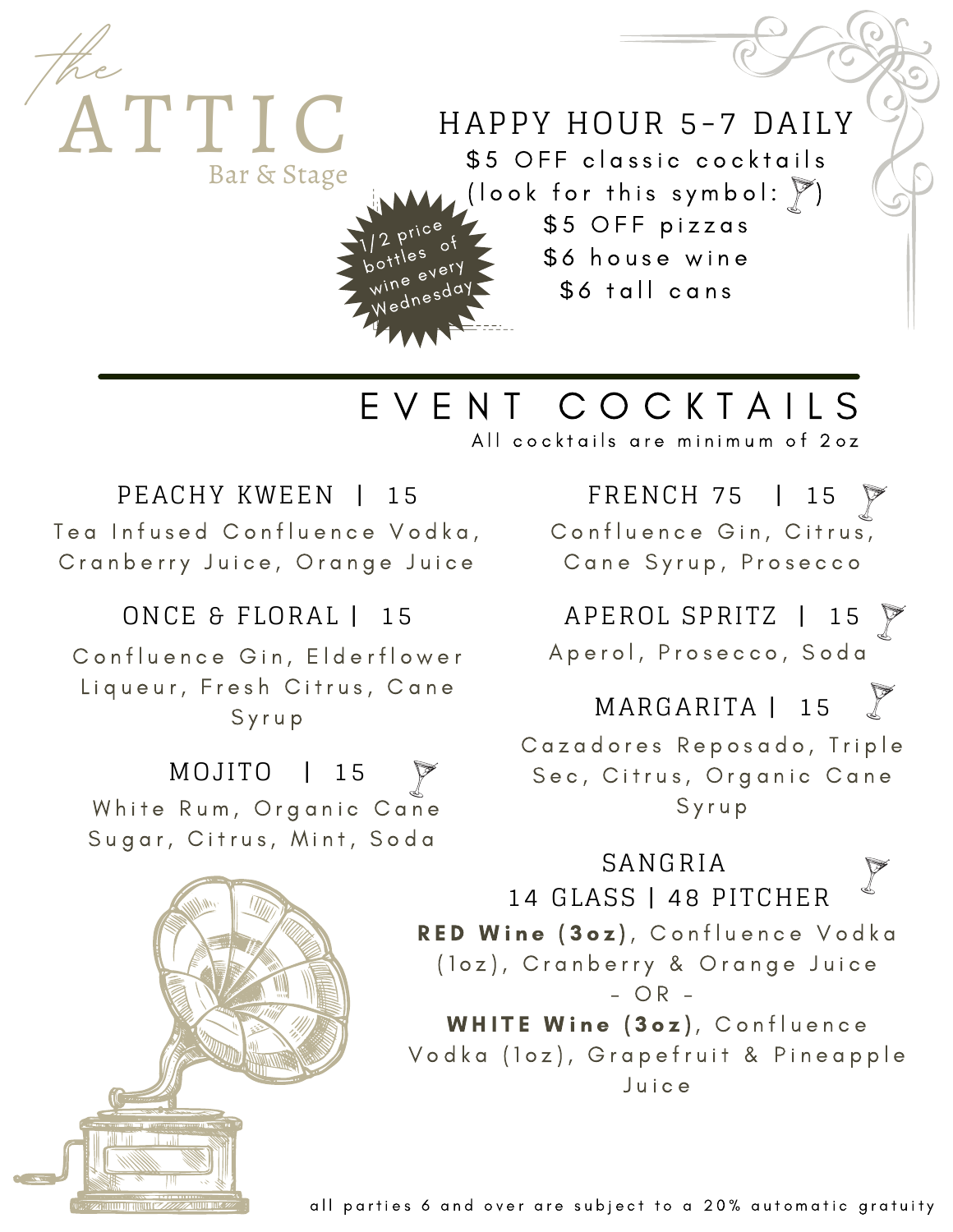# the ATTIC

Bar & Stage

## HAPPY HOUR 5-7 DAILY

$5 OFF classic cocktails
(look for this symbol: 🍸)
$5 OFF pizzas
$6 house wine
$6 tall cans

1/2 price bottles of wine every Wednesday

---

## EVENT COCKTAILS

All cocktails are minimum of 2oz

### PEACHY KWEEN | 15

Tea Infused Confluence Vodka, Cranberry Juice, Orange Juice

### ONCE & FLORAL | 15

Confluence Gin, Elderflower Liqueur, Fresh Citrus, Cane Syrup

### MOJITO | 15 🍸

White Rum, Organic Cane Sugar, Citrus, Mint, Soda

### FRENCH 75 | 15 🍸

Confluence Gin, Citrus, Cane Syrup, Prosecco

### APEROL SPRITZ | 15 🍸

Aperol, Prosecco, Soda

### MARGARITA | 15 🍸

Cazadores Reposado, Triple Sec, Citrus, Organic Cane Syrup

### SANGRIA 🍸

### 14 GLASS | 48 PITCHER

**RED Wine (3oz)**, Confluence Vodka (1oz), Cranberry & Orange Juice

\- OR -

**WHITE Wine (3oz)**, Confluence Vodka (1oz), Grapefruit & Pineapple Juice

all parties 6 and over are subject to a 20% automatic gratuity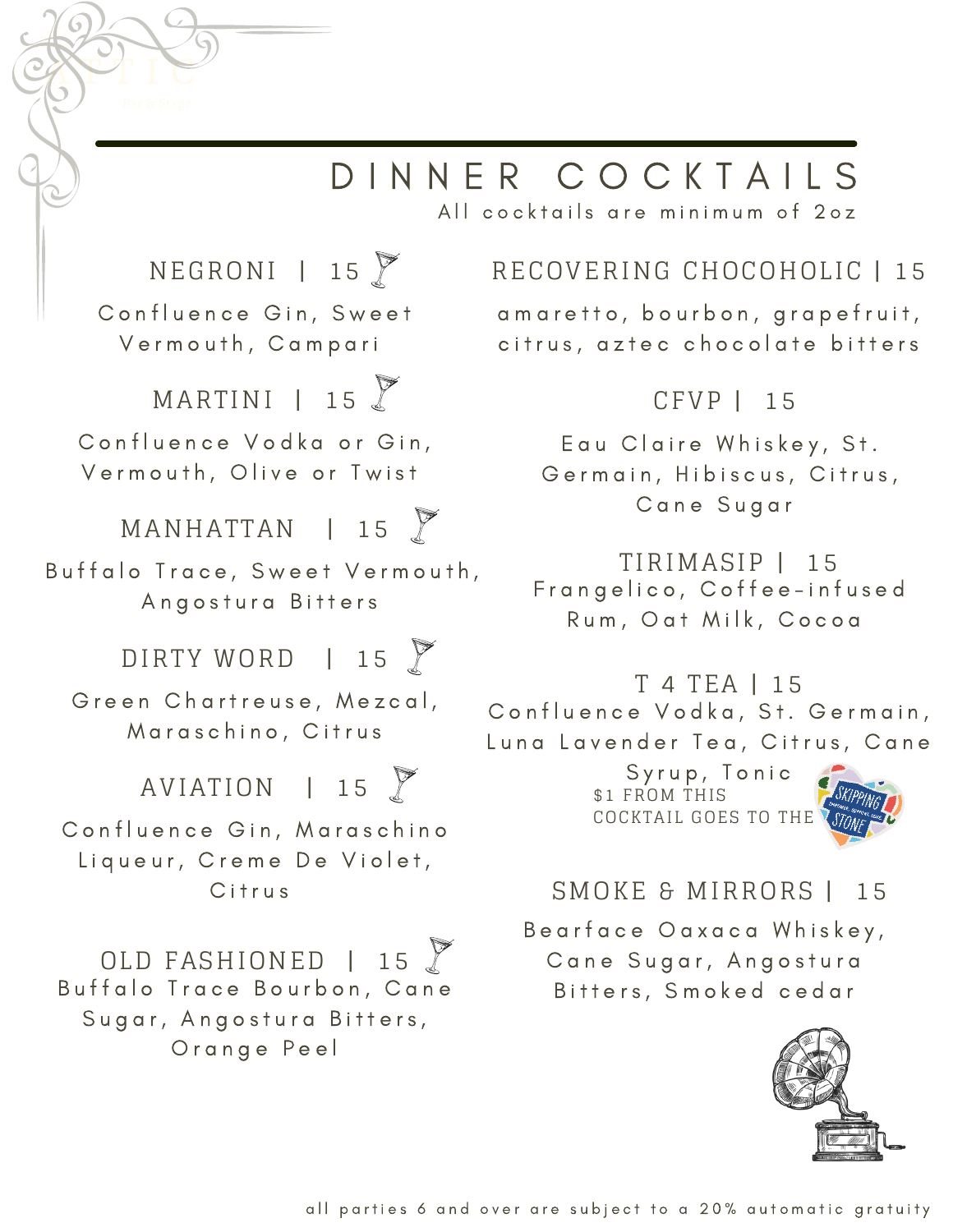# DINNER COCKTAILS

All cocktails are minimum of 2oz

### NEGRONI | 15

Confluence Gin, Sweet Vermouth, Campari

### MARTINI | 15

Confluence Vodka or Gin, Vermouth, Olive or Twist

### MANHATTAN | 15

Buffalo Trace, Sweet Vermouth, Angostura Bitters

### DIRTY WORD | 15

Green Chartreuse, Mezcal, Maraschino, Citrus

### AVIATION | 15

Confluence Gin, Maraschino Liqueur, Creme De Violet, Citrus

### OLD FASHIONED | 15

Buffalo Trace Bourbon, Cane Sugar, Angostura Bitters, Orange Peel

### RECOVERING CHOCOHOLIC | 15

amaretto, bourbon, grapefruit, citrus, aztec chocolate bitters

### CFVP | 15

Eau Claire Whiskey, St. Germain, Hibiscus, Citrus, Cane Sugar

### TIRIMASIP | 15

Frangelico, Coffee-infused Rum, Oat Milk, Cocoa

### T 4 TEA | 15

Confluence Vodka, St. Germain, Luna Lavender Tea, Citrus, Cane Syrup, Tonic

$1 FROM THIS COCKTAIL GOES TO THE SKIPPING STONE

### SMOKE & MIRRORS | 15

Bearface Oaxaca Whiskey, Cane Sugar, Angostura Bitters, Smoked cedar

all parties 6 and over are subject to a 20% automatic gratuity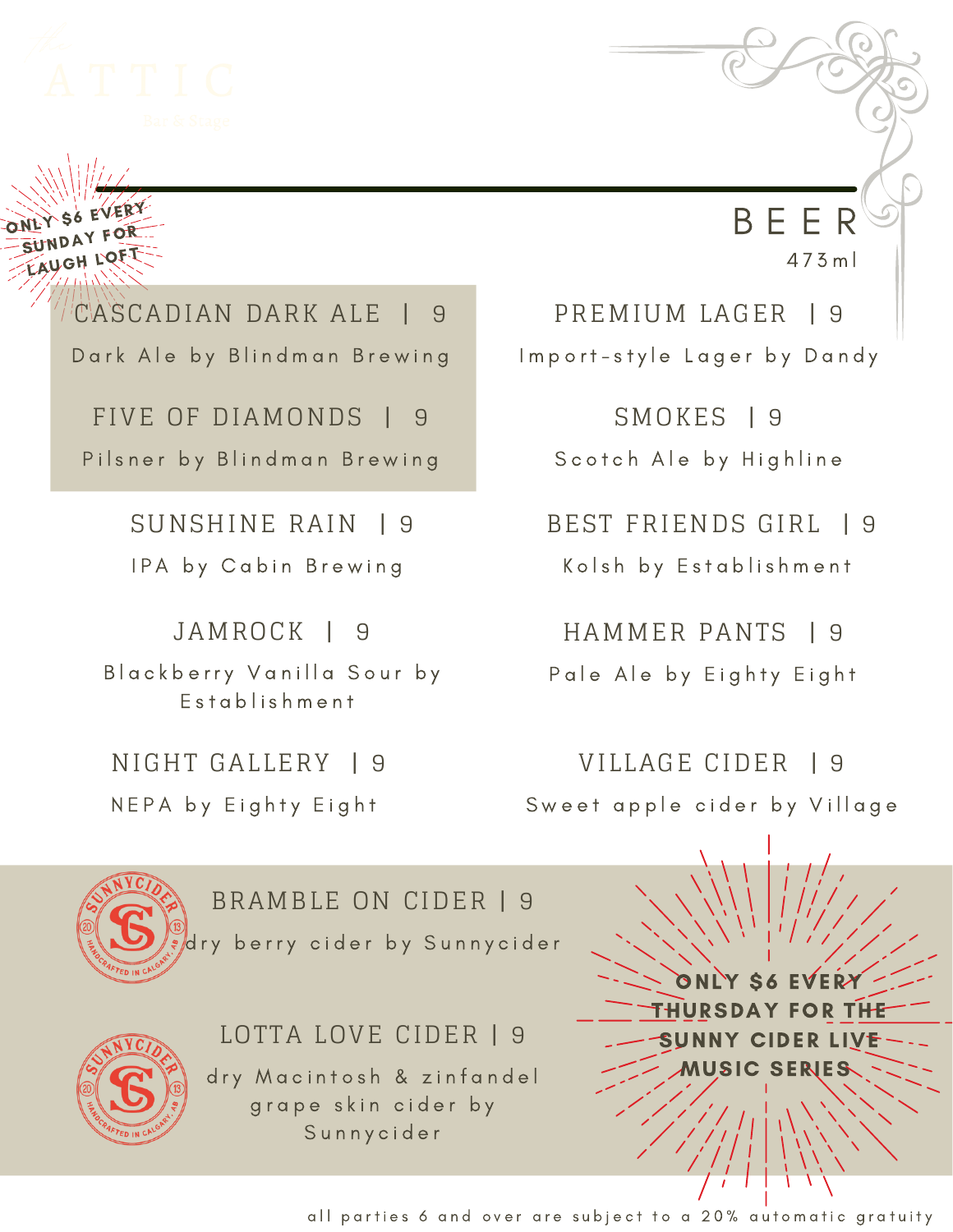# BEER

473ml

ONLY $6 EVERY SUNDAY FOR LAUGH LOFT

**CASCADIAN DARK ALE | 9**
Dark Ale by Blindman Brewing

**FIVE OF DIAMONDS | 9**
Pilsner by Blindman Brewing

**SUNSHINE RAIN | 9**
IPA by Cabin Brewing

**JAMROCK | 9**
Blackberry Vanilla Sour by Establishment

**NIGHT GALLERY | 9**
NEPA by Eighty Eight

**PREMIUM LAGER | 9**
Import-style Lager by Dandy

**SMOKES | 9**
Scotch Ale by Highline

**BEST FRIENDS GIRL | 9**
Kolsh by Establishment

**HAMMER PANTS | 9**
Pale Ale by Eighty Eight

**VILLAGE CIDER | 9**
Sweet apple cider by Village

**BRAMBLE ON CIDER | 9**
dry berry cider by Sunnycider

**LOTTA LOVE CIDER | 9**
dry Macintosh & zinfandel grape skin cider by Sunnycider

ONLY $6 EVERY THURSDAY FOR THE SUNNY CIDER LIVE MUSIC SERIES

all parties 6 and over are subject to a 20% automatic gratuity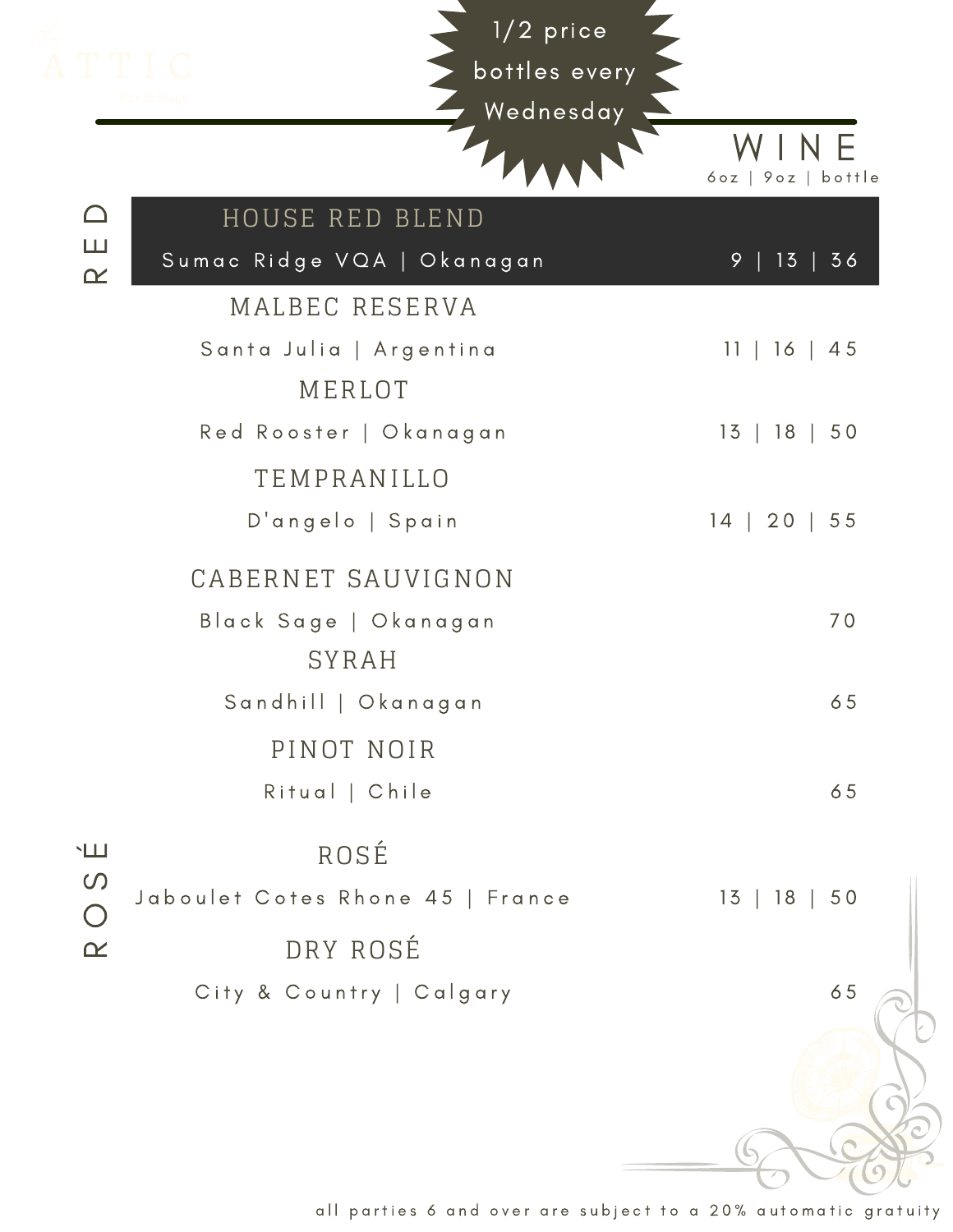1/2 price bottles every Wednesday

# WINE

6oz | 9oz | bottle

## RED

### HOUSE RED BLEND

Sumac Ridge VQA | Okanagan — 9 | 13 | 36

### MALBEC RESERVA

Santa Julia | Argentina — 11 | 16 | 45

### MERLOT

Red Rooster | Okanagan — 13 | 18 | 50

### TEMPRANILLO

D'angelo | Spain — 14 | 20 | 55

### CABERNET SAUVIGNON

Black Sage | Okanagan — 70

### SYRAH

Sandhill | Okanagan — 65

### PINOT NOIR

Ritual | Chile — 65

## ROSÉ

### ROSÉ

Jaboulet Cotes Rhone 45 | France — 13 | 18 | 50

### DRY ROSÉ

City & Country | Calgary — 65

all parties 6 and over are subject to a 20% automatic gratuity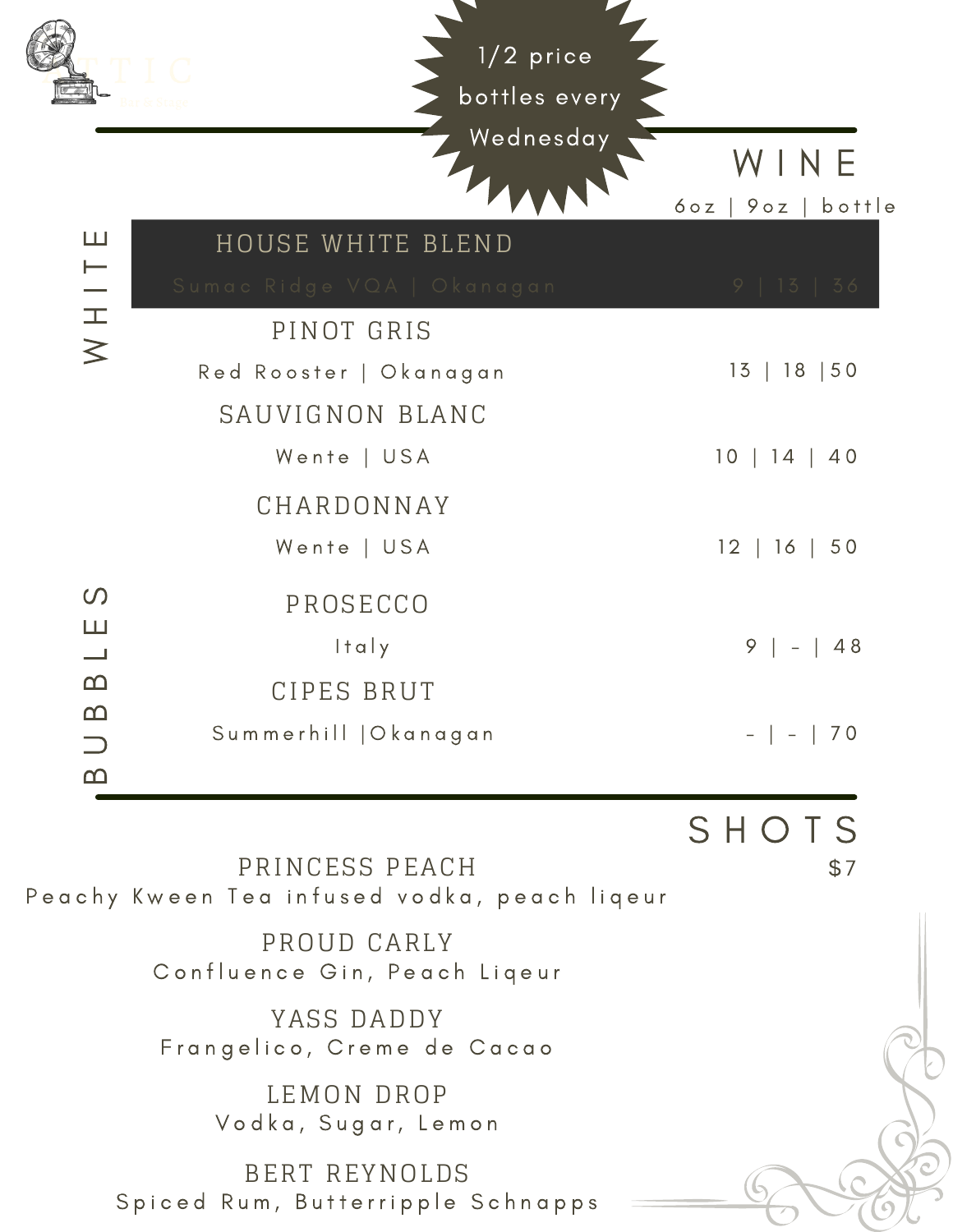1/2 price bottles every Wednesday

## WINE

6oz | 9oz | bottle

### WHITE

| Wine | 6oz | 9oz | bottle |
|---|---|---|---|
| **HOUSE WHITE BLEND** — Sumac Ridge VQA \| Okanagan | 9 | 13 | 36 |
| **PINOT GRIS** — Red Rooster \| Okanagan | 13 | 18 | 50 |
| **SAUVIGNON BLANC** — Wente \| USA | 10 | 14 | 40 |
| **CHARDONNAY** — Wente \| USA | 12 | 16 | 50 |

### BUBBLES

| Wine | 6oz | 9oz | bottle |
|---|---|---|---|
| **PROSECCO** — Italy | 9 | - | 48 |
| **CIPES BRUT** — Summerhill \|Okanagan | - | - | 70 |

## SHOTS

$7

**PRINCESS PEACH**
Peachy Kween Tea infused vodka, peach liqeur

**PROUD CARLY**
Confluence Gin, Peach Liqeur

**YASS DADDY**
Frangelico, Creme de Cacao

**LEMON DROP**
Vodka, Sugar, Lemon

**BERT REYNOLDS**
Spiced Rum, Butterripple Schnapps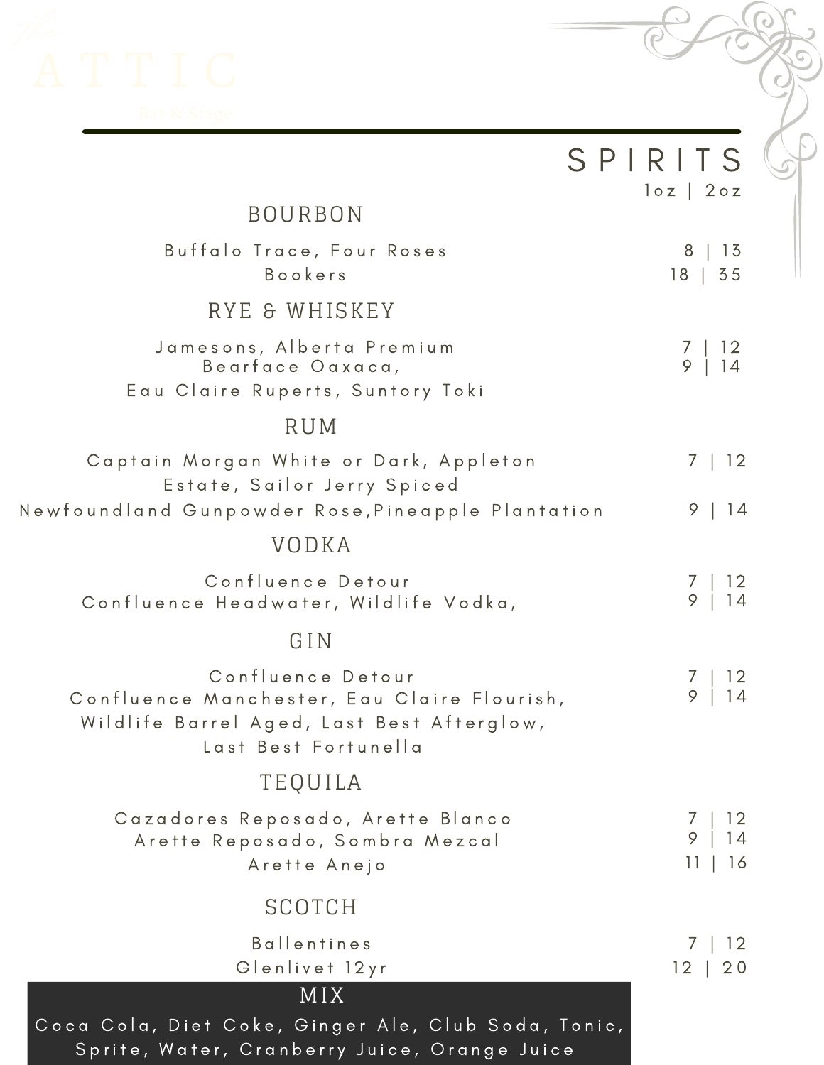# SPIRITS

1oz | 2oz

## BOURBON

| Item | 1oz | 2oz |
|---|---|---|
| Buffalo Trace, Four Roses | 8 | 13 |
| Bookers | 18 | 35 |

## RYE & WHISKEY

| Item | 1oz | 2oz |
|---|---|---|
| Jamesons, Alberta Premium | 7 | 12 |
| Bearface Oaxaca, Eau Claire Ruperts, Suntory Toki | 9 | 14 |

## RUM

| Item | 1oz | 2oz |
|---|---|---|
| Captain Morgan White or Dark, Appleton Estate, Sailor Jerry Spiced | 7 | 12 |
| Newfoundland Gunpowder Rose,Pineapple Plantation | 9 | 14 |

## VODKA

| Item | 1oz | 2oz |
|---|---|---|
| Confluence Detour | 7 | 12 |
| Confluence Headwater, Wildlife Vodka, | 9 | 14 |

## GIN

| Item | 1oz | 2oz |
|---|---|---|
| Confluence Detour | 7 | 12 |
| Confluence Manchester, Eau Claire Flourish, Wildlife Barrel Aged, Last Best Afterglow, Last Best Fortunella | 9 | 14 |

## TEQUILA

| Item | 1oz | 2oz |
|---|---|---|
| Cazadores Reposado, Arette Blanco | 7 | 12 |
| Arette Reposado, Sombra Mezcal | 9 | 14 |
| Arette Anejo | 11 | 16 |

## SCOTCH

| Item | 1oz | 2oz |
|---|---|---|
| Ballentines | 7 | 12 |
| Glenlivet 12yr | 12 | 20 |

## MIX

Coca Cola, Diet Coke, Ginger Ale, Club Soda, Tonic, Sprite, Water, Cranberry Juice, Orange Juice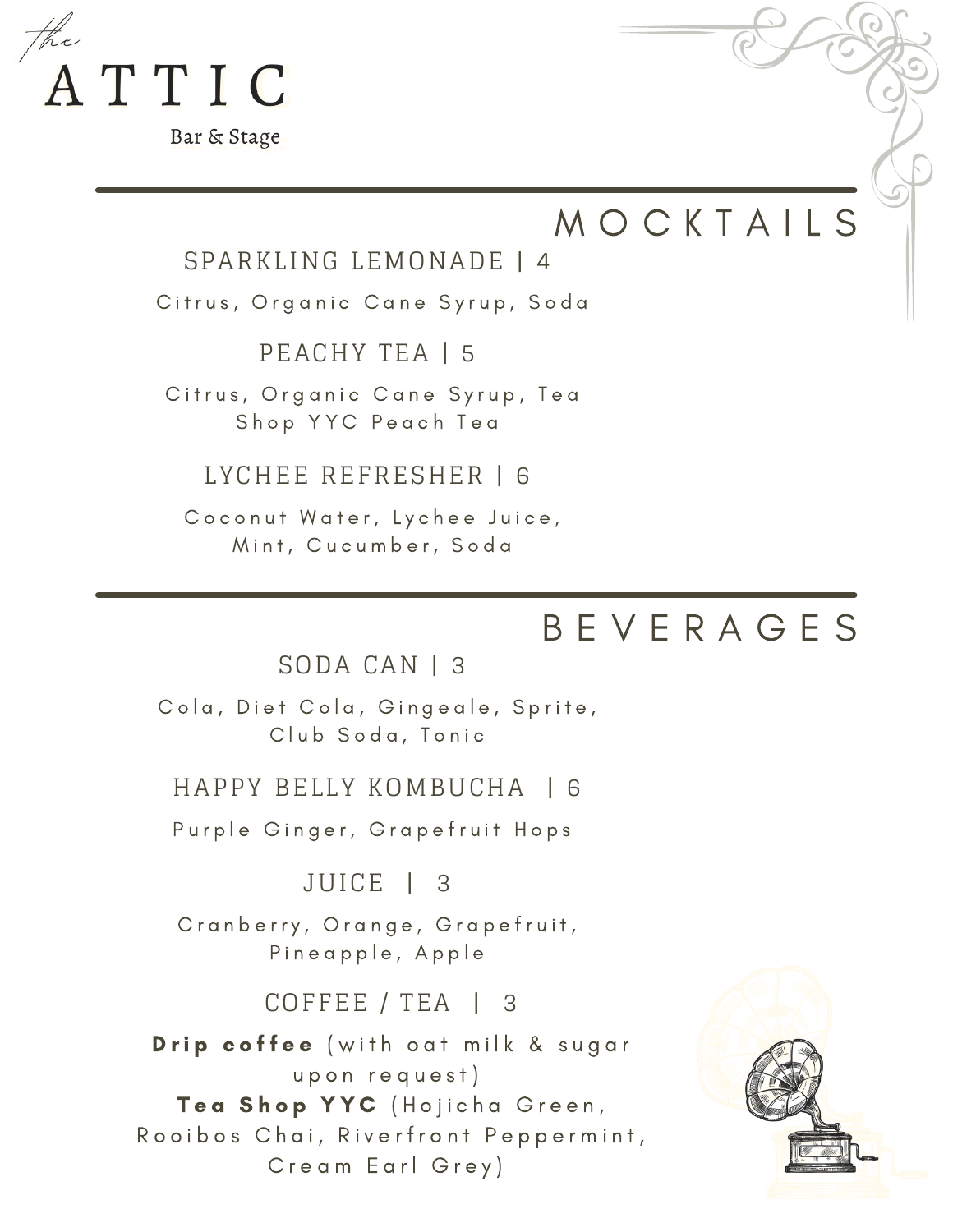*the*
# ATTIC
Bar & Stage

## MOCKTAILS

### SPARKLING LEMONADE | 4
Citrus, Organic Cane Syrup, Soda

### PEACHY TEA | 5
Citrus, Organic Cane Syrup, Tea Shop YYC Peach Tea

### LYCHEE REFRESHER | 6
Coconut Water, Lychee Juice, Mint, Cucumber, Soda

## BEVERAGES

### SODA CAN | 3
Cola, Diet Cola, Gingeale, Sprite, Club Soda, Tonic

### HAPPY BELLY KOMBUCHA | 6
Purple Ginger, Grapefruit Hops

### JUICE | 3
Cranberry, Orange, Grapefruit, Pineapple, Apple

### COFFEE / TEA | 3
**Drip coffee** (with oat milk & sugar upon request)
**Tea Shop YYC** (Hojicha Green, Rooibos Chai, Riverfront Peppermint, Cream Earl Grey)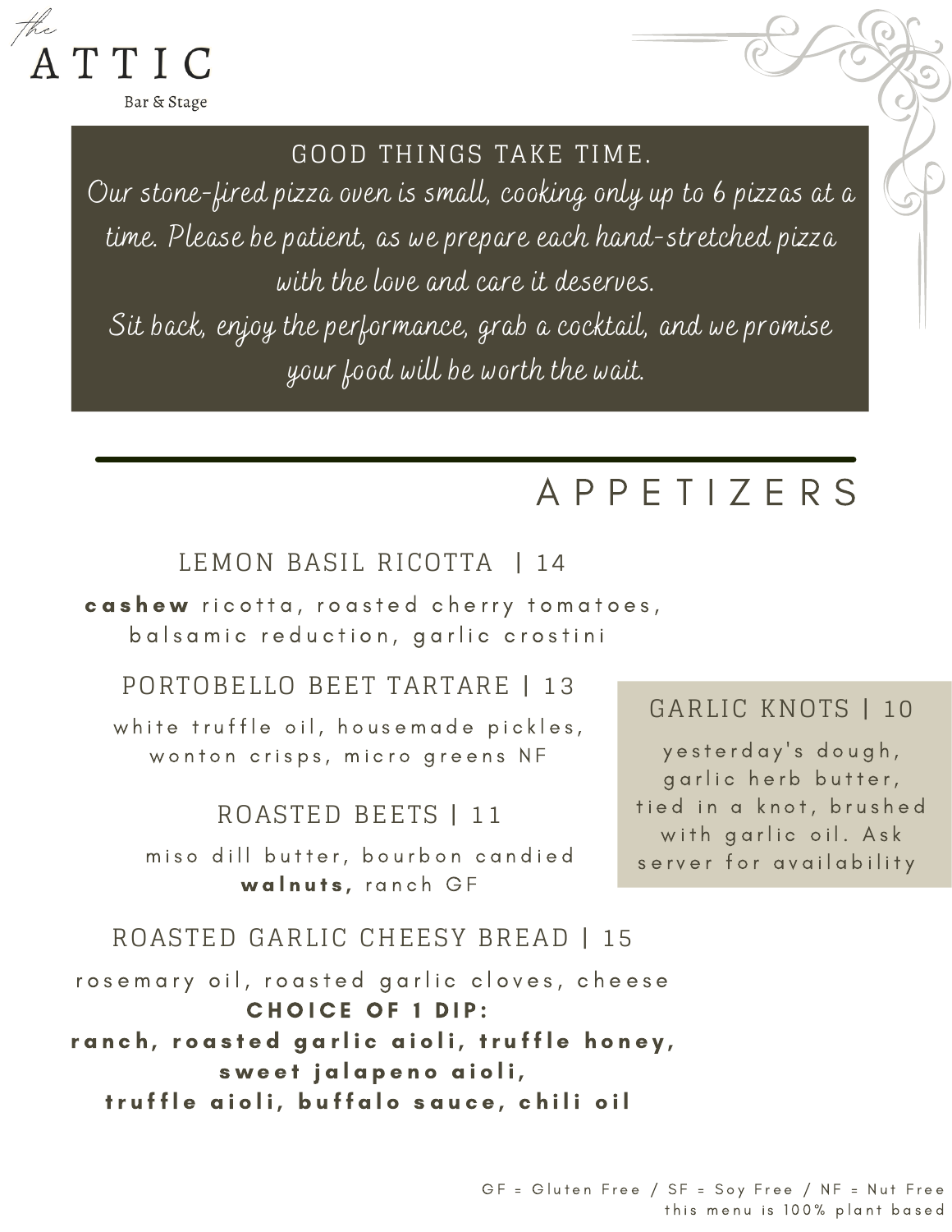*the*

# ATTIC

Bar & Stage

GOOD THINGS TAKE TIME.

*Our stone-fired pizza oven is small, cooking only up to 6 pizzas at a time. Please be patient, as we prepare each hand-stretched pizza with the love and care it deserves.*

*Sit back, enjoy the performance, grab a cocktail, and we promise your food will be worth the wait.*

## APPETIZERS

### LEMON BASIL RICOTTA | 14

**cashew** ricotta, roasted cherry tomatoes, balsamic reduction, garlic crostini

### PORTOBELLO BEET TARTARE | 13

white truffle oil, housemade pickles, wonton crisps, micro greens NF

### ROASTED BEETS | 11

miso dill butter, bourbon candied **walnuts**, ranch GF

### ROASTED GARLIC CHEESY BREAD | 15

rosemary oil, roasted garlic cloves, cheese

**CHOICE OF 1 DIP:**
**ranch, roasted garlic aioli, truffle honey, sweet jalapeno aioli, truffle aioli, buffalo sauce, chili oil**

### GARLIC KNOTS | 10

yesterday's dough, garlic herb butter, tied in a knot, brushed with garlic oil. Ask server for availability

GF = Gluten Free / SF = Soy Free / NF = Nut Free
this menu is 100% plant based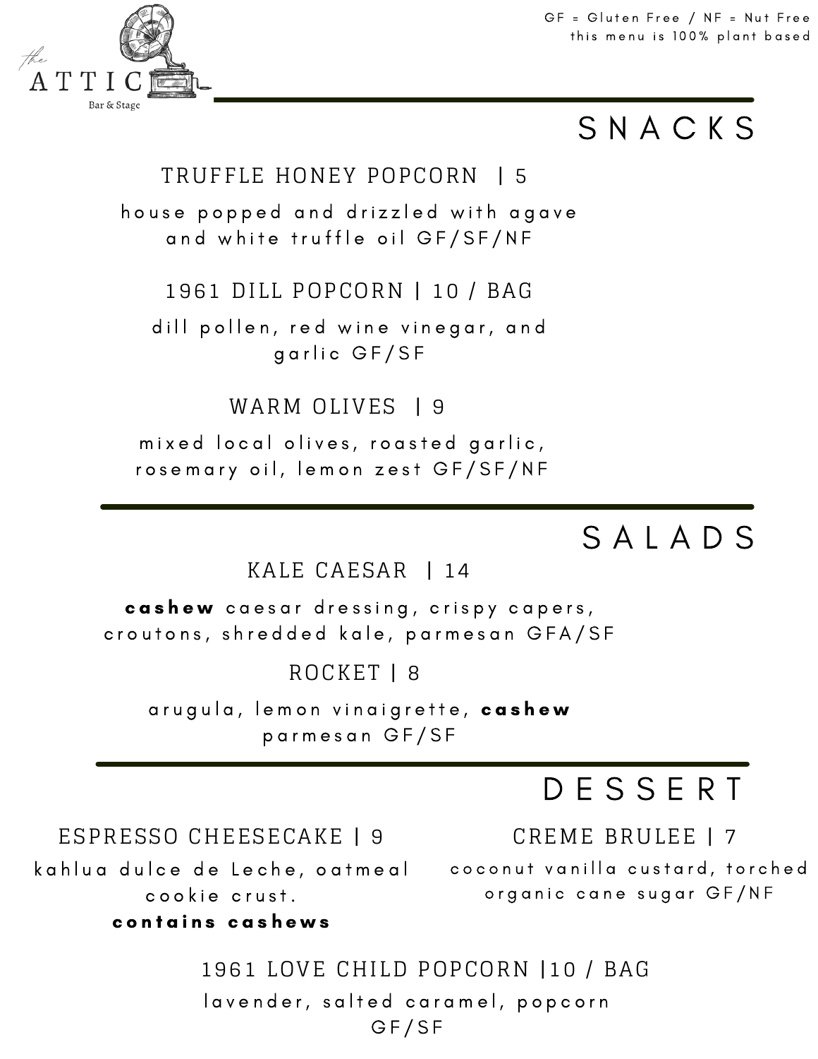the ATTIC Bar & Stage

GF = Gluten Free / NF = Nut Free
this menu is 100% plant based

## SNACKS

### TRUFFLE HONEY POPCORN | 5

house popped and drizzled with agave and white truffle oil GF/SF/NF

### 1961 DILL POPCORN | 10 / BAG

dill pollen, red wine vinegar, and garlic GF/SF

### WARM OLIVES | 9

mixed local olives, roasted garlic, rosemary oil, lemon zest GF/SF/NF

## SALADS

### KALE CAESAR | 14

**cashew** caesar dressing, crispy capers, croutons, shredded kale, parmesan GFA/SF

### ROCKET | 8

arugula, lemon vinaigrette, **cashew** parmesan GF/SF

## DESSERT

### ESPRESSO CHEESECAKE | 9

kahlua dulce de Leche, oatmeal cookie crust.
**contains cashews**

### CREME BRULEE | 7

coconut vanilla custard, torched organic cane sugar GF/NF

### 1961 LOVE CHILD POPCORN |10 / BAG

lavender, salted caramel, popcorn GF/SF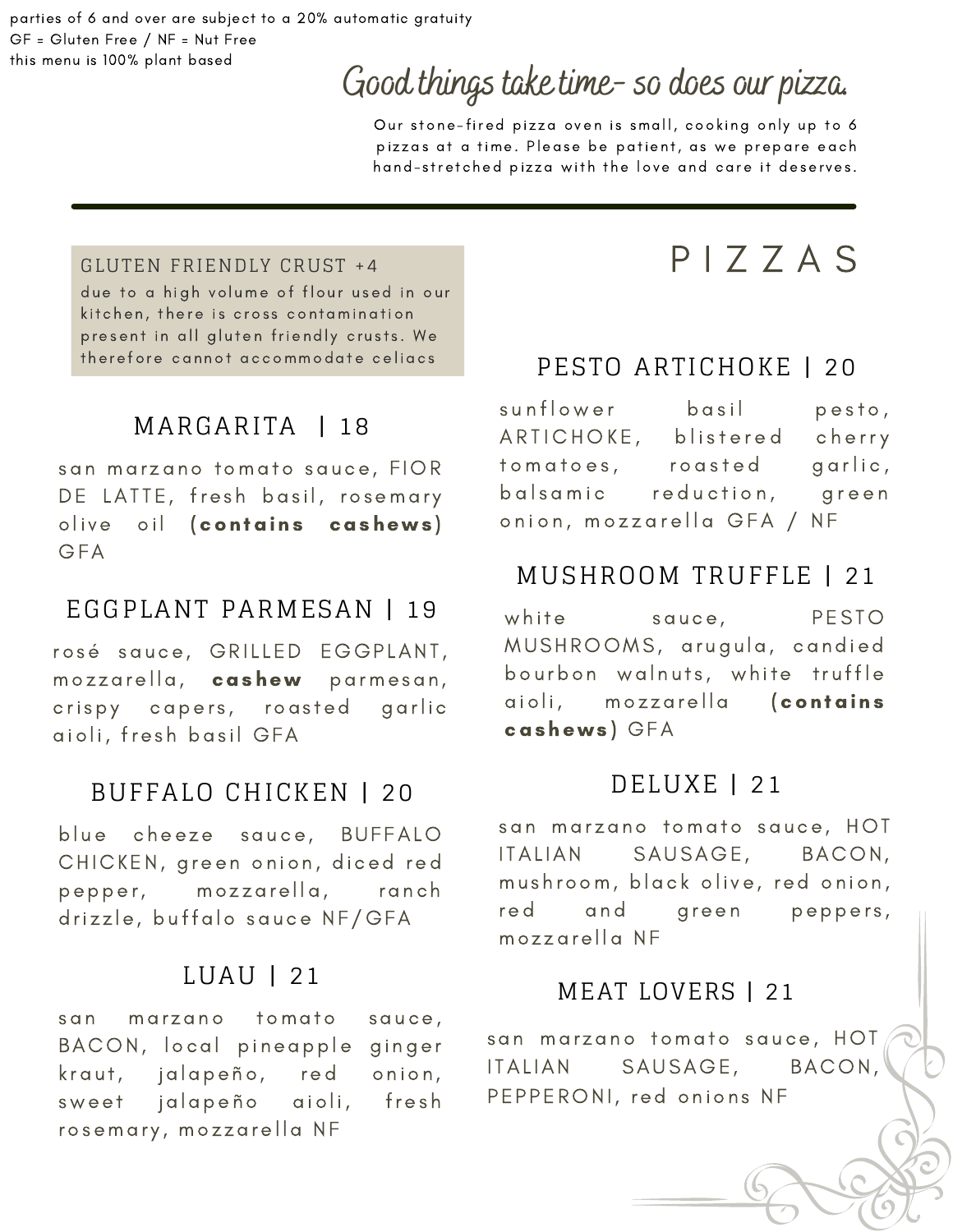parties of 6 and over are subject to a 20% automatic gratuity
GF = Gluten Free / NF = Nut Free
this menu is 100% plant based

## Good things take time- so does our pizza.

Our stone-fired pizza oven is small, cooking only up to 6 pizzas at a time. Please be patient, as we prepare each hand-stretched pizza with the love and care it deserves.

---

# PIZZAS

**GLUTEN FRIENDLY CRUST +4**
due to a high volume of flour used in our kitchen, there is cross contamination present in all gluten friendly crusts. We therefore cannot accommodate celiacs

### MARGARITA | 18

san marzano tomato sauce, FIOR DE LATTE, fresh basil, rosemary olive oil **(contains cashews)** GFA

### EGGPLANT PARMESAN | 19

rosé sauce, GRILLED EGGPLANT, mozzarella, **cashew** parmesan, crispy capers, roasted garlic aioli, fresh basil GFA

### BUFFALO CHICKEN | 20

blue cheeze sauce, BUFFALO CHICKEN, green onion, diced red pepper, mozzarella, ranch drizzle, buffalo sauce NF/GFA

### LUAU | 21

san marzano tomato sauce, BACON, local pineapple ginger kraut, jalapeño, red onion, sweet jalapeño aioli, fresh rosemary, mozzarella NF

### PESTO ARTICHOKE | 20

sunflower basil pesto, ARTICHOKE, blistered cherry tomatoes, roasted garlic, balsamic reduction, green onion, mozzarella GFA / NF

### MUSHROOM TRUFFLE | 21

white sauce, PESTO MUSHROOMS, arugula, candied bourbon walnuts, white truffle aioli, mozzarella **(contains cashews)** GFA

### DELUXE | 21

san marzano tomato sauce, HOT ITALIAN SAUSAGE, BACON, mushroom, black olive, red onion, red and green peppers, mozzarella NF

### MEAT LOVERS | 21

san marzano tomato sauce, HOT ITALIAN SAUSAGE, BACON, PEPPERONI, red onions NF